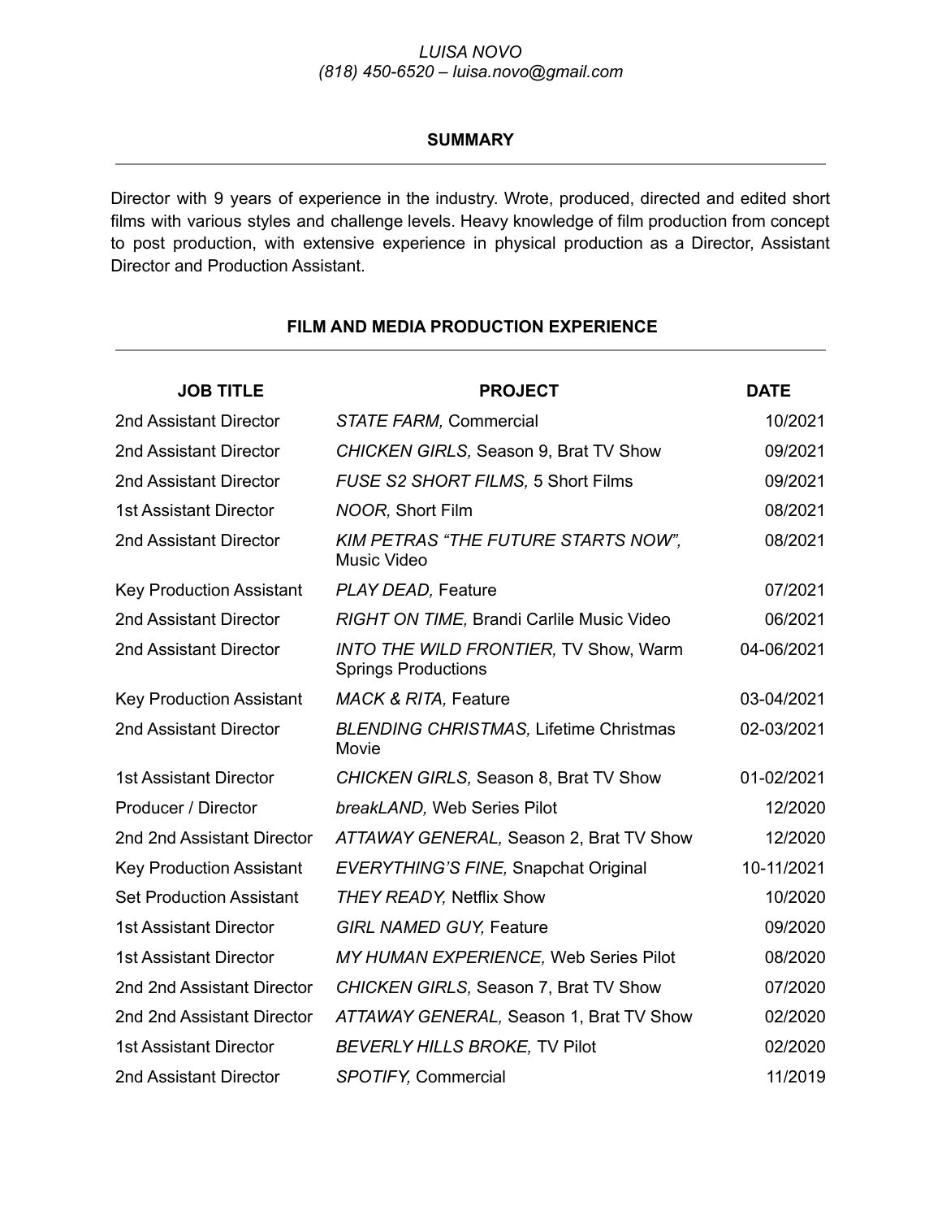*LUISA NOVO*
*(818) 450-6520 – luisa.novo@gmail.com*

## SUMMARY

Director with 9 years of experience in the industry. Wrote, produced, directed and edited short films with various styles and challenge levels. Heavy knowledge of film production from concept to post production, with extensive experience in physical production as a Director, Assistant Director and Production Assistant.

## FILM AND MEDIA PRODUCTION EXPERIENCE

| JOB TITLE | PROJECT | DATE |
|---|---|---|
| 2nd Assistant Director | *STATE FARM,* Commercial | 10/2021 |
| 2nd Assistant Director | *CHICKEN GIRLS,* Season 9, Brat TV Show | 09/2021 |
| 2nd Assistant Director | *FUSE S2 SHORT FILMS,* 5 Short Films | 09/2021 |
| 1st Assistant Director | *NOOR,* Short Film | 08/2021 |
| 2nd Assistant Director | *KIM PETRAS "THE FUTURE STARTS NOW",* Music Video | 08/2021 |
| Key Production Assistant | *PLAY DEAD,* Feature | 07/2021 |
| 2nd Assistant Director | *RIGHT ON TIME,* Brandi Carlile Music Video | 06/2021 |
| 2nd Assistant Director | *INTO THE WILD FRONTIER,* TV Show, Warm Springs Productions | 04-06/2021 |
| Key Production Assistant | *MACK & RITA,* Feature | 03-04/2021 |
| 2nd Assistant Director | *BLENDING CHRISTMAS,* Lifetime Christmas Movie | 02-03/2021 |
| 1st Assistant Director | *CHICKEN GIRLS,* Season 8, Brat TV Show | 01-02/2021 |
| Producer / Director | *breakLAND,* Web Series Pilot | 12/2020 |
| 2nd 2nd Assistant Director | *ATTAWAY GENERAL,* Season 2, Brat TV Show | 12/2020 |
| Key Production Assistant | *EVERYTHING'S FINE,* Snapchat Original | 10-11/2021 |
| Set Production Assistant | *THEY READY,* Netflix Show | 10/2020 |
| 1st Assistant Director | *GIRL NAMED GUY,* Feature | 09/2020 |
| 1st Assistant Director | *MY HUMAN EXPERIENCE,* Web Series Pilot | 08/2020 |
| 2nd 2nd Assistant Director | *CHICKEN GIRLS,* Season 7, Brat TV Show | 07/2020 |
| 2nd 2nd Assistant Director | *ATTAWAY GENERAL,* Season 1, Brat TV Show | 02/2020 |
| 1st Assistant Director | *BEVERLY HILLS BROKE,* TV Pilot | 02/2020 |
| 2nd Assistant Director | *SPOTIFY,* Commercial | 11/2019 |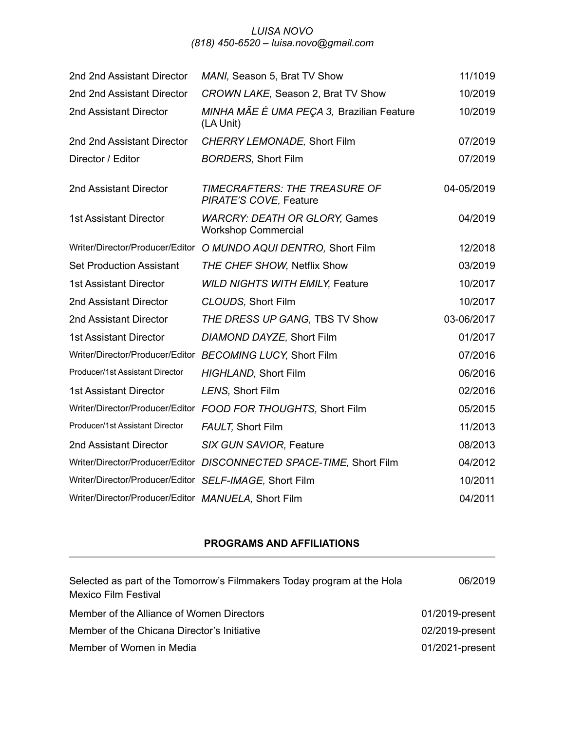| | | |
|---|---|---|
| 2nd 2nd Assistant Director | *MANI,* Season 5, Brat TV Show | 11/1019 |
| 2nd 2nd Assistant Director | *CROWN LAKE,* Season 2, Brat TV Show | 10/2019 |
| 2nd Assistant Director | *MINHA MÃE É UMA PEÇA 3,* Brazilian Feature (LA Unit) | 10/2019 |
| 2nd 2nd Assistant Director | *CHERRY LEMONADE,* Short Film | 07/2019 |
| Director / Editor | *BORDERS,* Short Film | 07/2019 |
| 2nd Assistant Director | *TIMECRAFTERS: THE TREASURE OF PIRATE'S COVE,* Feature | 04-05/2019 |
| 1st Assistant Director | *WARCRY: DEATH OR GLORY,* Games Workshop Commercial | 04/2019 |
| Writer/Director/Producer/Editor | *O MUNDO AQUI DENTRO,* Short Film | 12/2018 |
| Set Production Assistant | *THE CHEF SHOW,* Netflix Show | 03/2019 |
| 1st Assistant Director | *WILD NIGHTS WITH EMILY,* Feature | 10/2017 |
| 2nd Assistant Director | *CLOUDS,* Short Film | 10/2017 |
| 2nd Assistant Director | *THE DRESS UP GANG,* TBS TV Show | 03-06/2017 |
| 1st Assistant Director | *DIAMOND DAYZE,* Short Film | 01/2017 |
| Writer/Director/Producer/Editor | *BECOMING LUCY,* Short Film | 07/2016 |
| Producer/1st Assistant Director | *HIGHLAND,* Short Film | 06/2016 |
| 1st Assistant Director | *LENS,* Short Film | 02/2016 |
| Writer/Director/Producer/Editor | *FOOD FOR THOUGHTS,* Short Film | 05/2015 |
| Producer/1st Assistant Director | *FAULT,* Short Film | 11/2013 |
| 2nd Assistant Director | *SIX GUN SAVIOR,* Feature | 08/2013 |
| Writer/Director/Producer/Editor | *DISCONNECTED SPACE-TIME,* Short Film | 04/2012 |
| Writer/Director/Producer/Editor | *SELF-IMAGE,* Short Film | 10/2011 |
| Writer/Director/Producer/Editor | *MANUELA,* Short Film | 04/2011 |

## PROGRAMS AND AFFILIATIONS

| | |
|---|---|
| Selected as part of the Tomorrow's Filmmakers Today program at the Hola Mexico Film Festival | 06/2019 |
| Member of the Alliance of Women Directors | 01/2019-present |
| Member of the Chicana Director's Initiative | 02/2019-present |
| Member of Women in Media | 01/2021-present |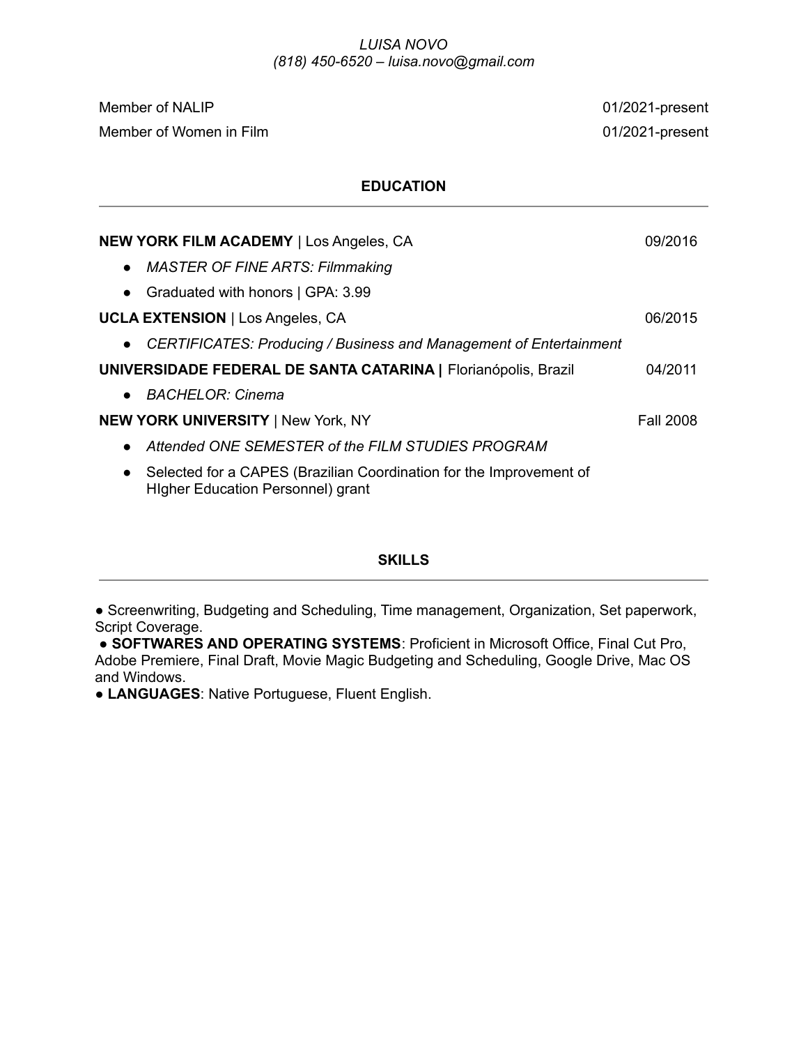*LUISA NOVO*
*(818) 450-6520 – luisa.novo@gmail.com*

Member of NALIP 01/2021-present

Member of Women in Film 01/2021-present

## EDUCATION

**NEW YORK FILM ACADEMY** | Los Angeles, CA 09/2016

- *MASTER OF FINE ARTS: Filmmaking*
- Graduated with honors | GPA: 3.99

**UCLA EXTENSION** | Los Angeles, CA 06/2015

- *CERTIFICATES: Producing / Business and Management of Entertainment*

**UNIVERSIDADE FEDERAL DE SANTA CATARINA |** Florianópolis, Brazil 04/2011

- *BACHELOR: Cinema*

**NEW YORK UNIVERSITY** | New York, NY Fall 2008

- *Attended ONE SEMESTER of the FILM STUDIES PROGRAM*
- Selected for a CAPES (Brazilian Coordination for the Improvement of HIgher Education Personnel) grant

## SKILLS

- Screenwriting, Budgeting and Scheduling, Time management, Organization, Set paperwork, Script Coverage.
- **SOFTWARES AND OPERATING SYSTEMS**: Proficient in Microsoft Office, Final Cut Pro, Adobe Premiere, Final Draft, Movie Magic Budgeting and Scheduling, Google Drive, Mac OS and Windows.
- **LANGUAGES**: Native Portuguese, Fluent English.